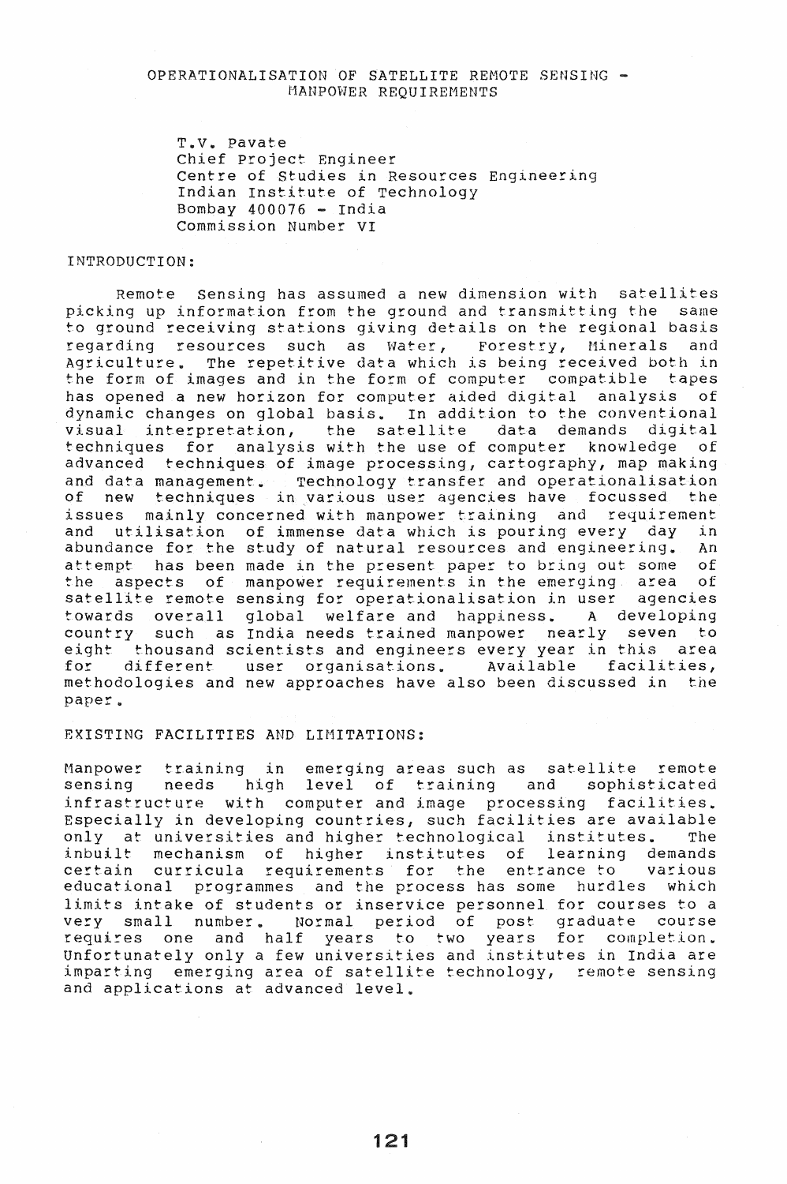# OPERATIONALISATION OF SATELLITE REMOTE SENSING - MANPOWER REQUIREMENTS

T.V. Pavate
Chief Project Engineer
Centre of Studies in Resources Engineering
Indian Institute of Technology
Bombay 400076 - India
Commission Number VI

## INTRODUCTION:

Remote Sensing has assumed a new dimension with satellites picking up information from the ground and transmitting the same to ground receiving stations giving details on the regional basis regarding resources such as Water, Forestry, Minerals and Agriculture. The repetitive data which is being received both in the form of images and in the form of computer compatible tapes has opened a new horizon for computer aided digital analysis of dynamic changes on global basis. In addition to the conventional visual interpretation, the satellite data demands digital techniques for analysis with the use of computer knowledge of advanced techniques of image processing, cartography, map making and data management. Technology transfer and operationalisation of new techniques in various user agencies have focussed the issues mainly concerned with manpower training and requirement and utilisation of immense data which is pouring every day in abundance for the study of natural resources and engineering. An attempt has been made in the present paper to bring out some of the aspects of manpower requirements in the emerging area of satellite remote sensing for operationalisation in user agencies towards overall global welfare and happiness. A developing country such as India needs trained manpower nearly seven to eight thousand scientists and engineers every year in this area for different user organisations. Available facilities, methodologies and new approaches have also been discussed in the paper.

## EXISTING FACILITIES AND LIMITATIONS:

Manpower training in emerging areas such as satellite remote sensing needs high level of training and sophisticated infrastructure with computer and image processing facilities. Especially in developing countries, such facilities are available only at universities and higher technological institutes. The inbuilt mechanism of higher institutes of learning demands certain curricula requirements for the entrance to various educational programmes and the process has some hurdles which limits intake of students or inservice personnel for courses to a very small number. Normal period of post graduate course requires one and half years to two years for completion. Unfortunately only a few universities and institutes in India are imparting emerging area of satellite technology, remote sensing and applications at advanced level.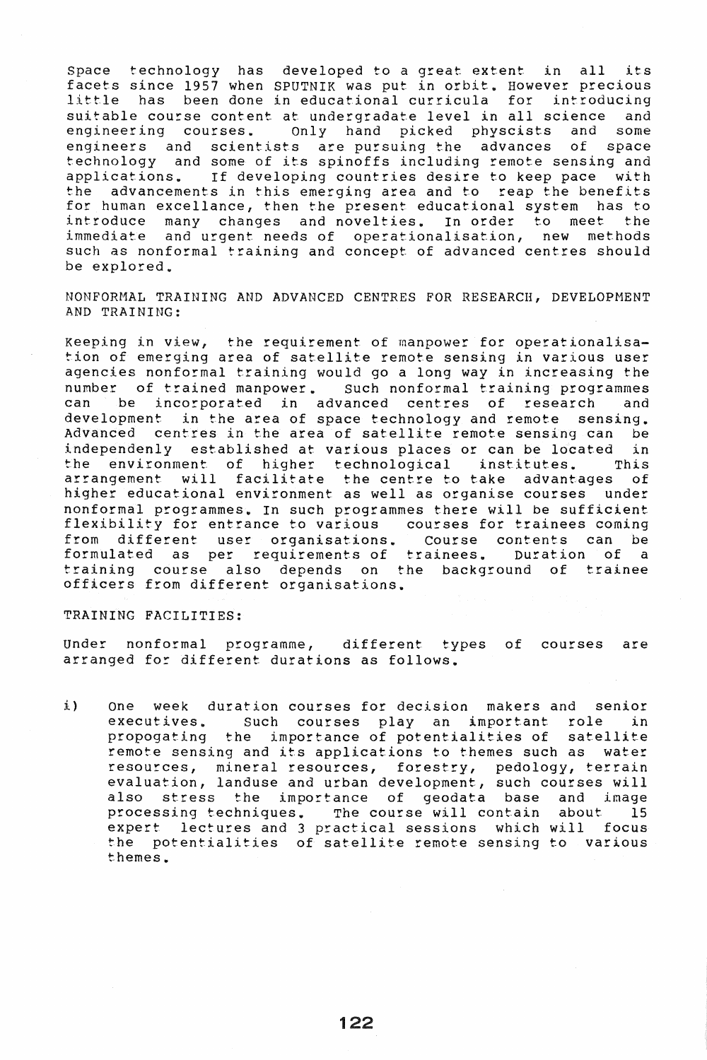Space technology has developed to a great extent in all its facets since 1957 when SPUTNIK was put in orbit. However precious little has been done in educational curricula for introducing suitable course content at undergradate level in all science and engineering courses. Only hand picked physcists and some engineers and scientists are pursuing the advances of space technology and some of its spinoffs including remote sensing and applications. If developing countries desire to keep pace with the advancements in this emerging area and to reap the benefits for human excellance, then the present educational system has to introduce many changes and novelties. In order to meet the immediate and urgent needs of operationalisation, new methods such as nonformal training and concept of advanced centres should be explored.

## NONFORMAL TRAINING AND ADVANCED CENTRES FOR RESEARCH, DEVELOPMENT AND TRAINING:

Keeping in view, the requirement of manpower for operationalisation of emerging area of satellite remote sensing in various user agencies nonformal training would go a long way in increasing the number of trained manpower. Such nonformal training programmes can be incorporated in advanced centres of research and development in the area of space technology and remote sensing. Advanced centres in the area of satellite remote sensing can be independenly established at various places or can be located in the environment of higher technological institutes. This arrangement will facilitate the centre to take advantages of higher educational environment as well as organise courses under nonformal programmes. In such programmes there will be sufficient flexibility for entrance to various courses for trainees coming from different user organisations. Course contents can be formulated as per requirements of trainees. Duration of a training course also depends on the background of trainee officers from different organisations.

## TRAINING FACILITIES:

Under nonformal programme, different types of courses are arranged for different durations as follows.

i) One week duration courses for decision makers and senior executives. Such courses play an important role in propogating the importance of potentialities of satellite remote sensing and its applications to themes such as water resources, mineral resources, forestry, pedology, terrain evaluation, landuse and urban development, such courses will also stress the importance of geodata base and image processing techniques. The course will contain about 15 expert lectures and 3 practical sessions which will focus the potentialities of satellite remote sensing to various themes.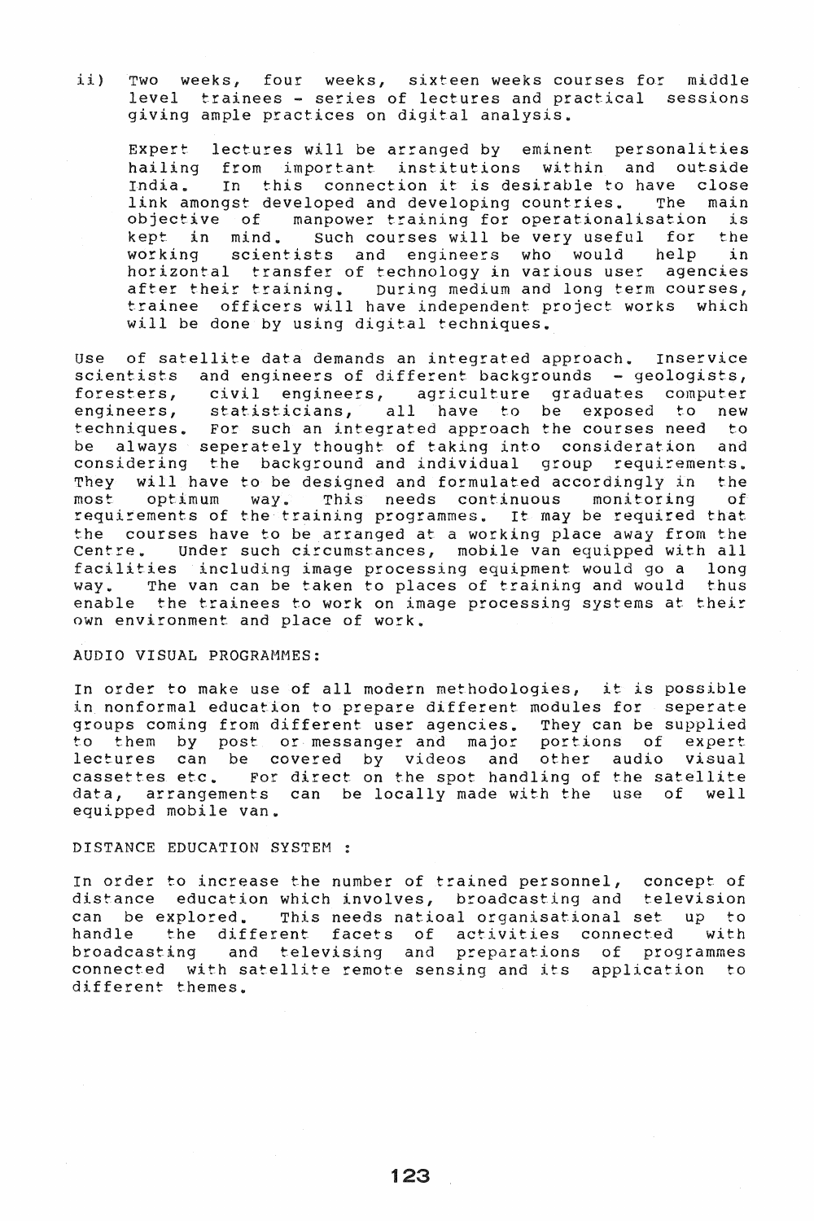ii) Two weeks, four weeks, sixteen weeks courses for middle level trainees - series of lectures and practical sessions giving ample practices on digital analysis.

Expert lectures will be arranged by eminent personalities hailing from important institutions within and outside India. In this connection it is desirable to have close link amongst developed and developing countries. The main objective of manpower training for operationalisation is kept in mind. Such courses will be very useful for the working scientists and engineers who would help in horizontal transfer of technology in various user agencies after their training. During medium and long term courses, trainee officers will have independent project works which will be done by using digital techniques.

Use of satellite data demands an integrated approach. Inservice scientists and engineers of different backgrounds - geologists, foresters, civil engineers, agriculture graduates computer engineers, statisticians, all have to be exposed to new techniques. For such an integrated approach the courses need to be always seperately thought of taking into consideration and considering the background and individual group requirements. They will have to be designed and formulated accordingly in the most optimum way. This needs continuous monitoring of requirements of the training programmes. It may be required that the courses have to be arranged at a working place away from the Centre. Under such circumstances, mobile van equipped with all facilities including image processing equipment would go a long way. The van can be taken to places of training and would thus enable the trainees to work on image processing systems at their own environment and place of work.

AUDIO VISUAL PROGRAMMES:

In order to make use of all modern methodologies, it is possible in nonformal education to prepare different modules for seperate groups coming from different user agencies. They can be supplied to them by post or messanger and major portions of expert lectures can be covered by videos and other audio visual cassettes etc. For direct on the spot handling of the satellite data, arrangements can be locally made with the use of well equipped mobile van.

DISTANCE EDUCATION SYSTEM :

In order to increase the number of trained personnel, concept of distance education which involves, broadcasting and television can be explored. This needs natioal organisational set up to handle the different facets of activities connected with broadcasting and televising and preparations of programmes connected with satellite remote sensing and its application to different themes.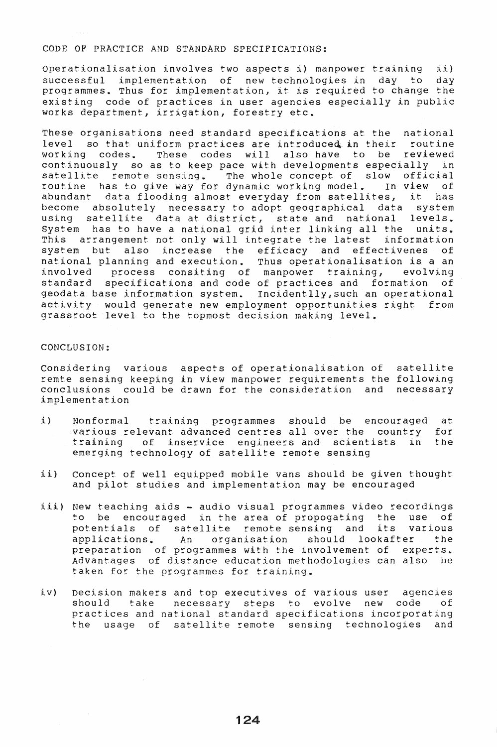## CODE OF PRACTICE AND STANDARD SPECIFICATIONS:

Operationalisation involves two aspects i) manpower training ii) successful implementation of new technologies in day to day programmes. Thus for implementation, it is required to change the existing code of practices in user agencies especially in public works department, irrigation, forestry etc.

These organisations need standard specifications at the national level so that uniform practices are introduced in their routine working codes. These codes will also have to be reviewed continuously so as to keep pace with developments especially in satellite remote sensing. The whole concept of slow official routine has to give way for dynamic working model. In view of abundant data flooding almost everyday from satellites, it has become absolutely necessary to adopt geographical data system using satellite data at district, state and national levels. System has to have a national grid inter linking all the units. This arrangement not only will integrate the latest information system but also increase the efficacy and effectivenes of national planning and execution. Thus operationalisation is a an involved process consiting of manpower training, evolving standard specifications and code of practices and formation of geodata base information system. Incidentlly,such an operational activity would generate new employment opportunities right from grassroot level to the topmost decision making level.

## CONCLUSION:

Considering various aspects of operationalisation of satellite remte sensing keeping in view manpower requirements the following conclusions could be drawn for the consideration and necessary implementation

i) Nonformal training programmes should be encouraged at various relevant advanced centres all over the country for training of inservice engineers and scientists in the emerging technology of satellite remote sensing

ii) Concept of well equipped mobile vans should be given thought and pilot studies and implementation may be encouraged

iii) New teaching aids - audio visual programmes video recordings to be encouraged in the area of propogating the use of potentials of satellite remote sensing and its various applications. An organisation should lookafter the preparation of programmes with the involvement of experts. Advantages of distance education methodologies can also be taken for the programmes for training.

iv) Decision makers and top executives of various user agencies should take necessary steps to evolve new code of practices and national standard specifications incorporating the usage of satellite remote sensing technologies and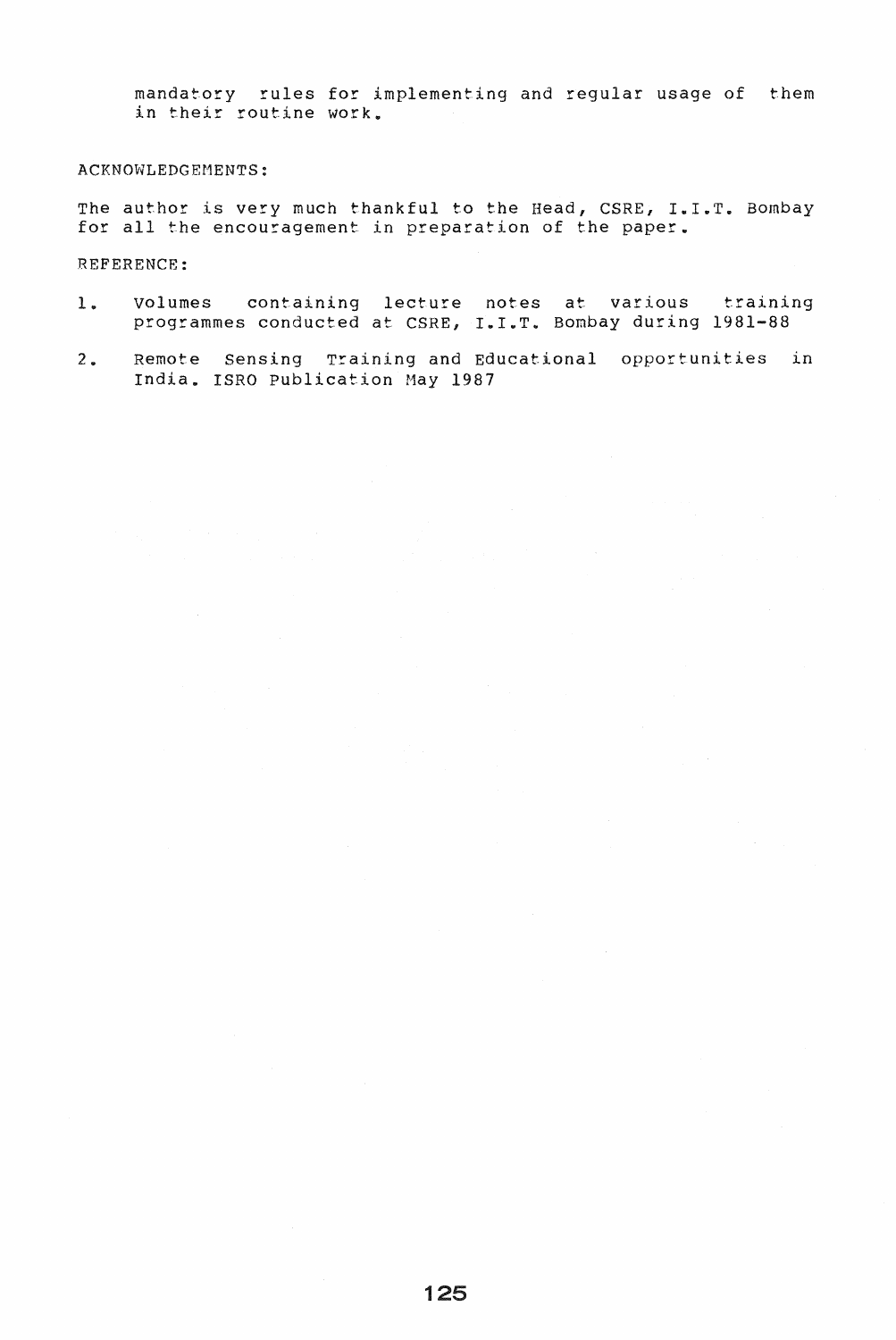mandatory rules for implementing and regular usage of them in their routine work.

## ACKNOWLEDGEMENTS:

The author is very much thankful to the Head, CSRE, I.I.T. Bombay for all the encouragement in preparation of the paper.

## REFERENCE:

1. Volumes containing lecture notes at various training programmes conducted at CSRE, I.I.T. Bombay during 1981-88
2. Remote Sensing Training and Educational opportunities in India. ISRO Publication May 1987